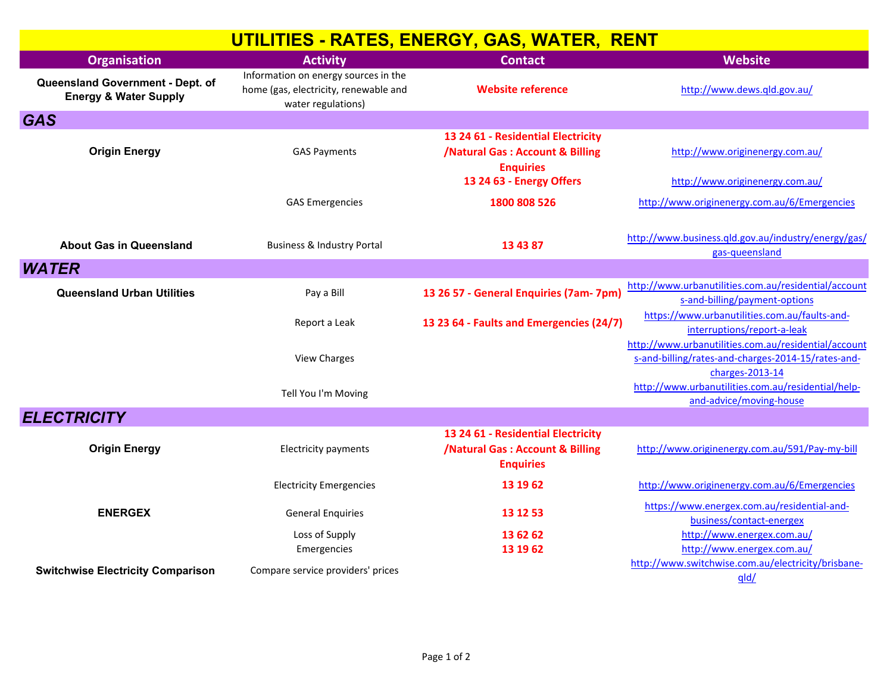# UTILITIES - RATES, ENERGY, GAS, WATER, RENT

| Organisation | Activity | Contact | Website |
|---|---|---|---|
| **Queensland Government - Dept. of Energy & Water Supply** | Information on energy sources in the home (gas, electricity, renewable and water regulations) | **Website reference** | http://www.dews.qld.gov.au/ |
| ***GAS*** | | | |
| **Origin Energy** | GAS Payments | **13 24 61 - Residential Electricity /Natural Gas : Account & Billing Enquiries** | http://www.originenergy.com.au/ |
| | | **13 24 63 - Energy Offers** | http://www.originenergy.com.au/ |
| | GAS Emergencies | **1800 808 526** | http://www.originenergy.com.au/6/Emergencies |
| **About Gas in Queensland** | Business & Industry Portal | **13 43 87** | http://www.business.qld.gov.au/industry/energy/gas/gas-queensland |
| ***WATER*** | | | |
| **Queensland Urban Utilities** | Pay a Bill | **13 26 57 - General Enquiries (7am- 7pm)** | http://www.urbanutilities.com.au/residential/accounts-and-billing/payment-options |
| | Report a Leak | **13 23 64 - Faults and Emergencies (24/7)** | https://www.urbanutilities.com.au/faults-and-interruptions/report-a-leak |
| | View Charges | | http://www.urbanutilities.com.au/residential/accounts-and-billing/rates-and-charges-2014-15/rates-and-charges-2013-14 |
| | Tell You I'm Moving | | http://www.urbanutilities.com.au/residential/help-and-advice/moving-house |
| ***ELECTRICITY*** | | | |
| **Origin Energy** | Electricity payments | **13 24 61 - Residential Electricity /Natural Gas : Account & Billing Enquiries** | http://www.originenergy.com.au/591/Pay-my-bill |
| | Electricity Emergencies | **13 19 62** | http://www.originenergy.com.au/6/Emergencies |
| **ENERGEX** | General Enquiries | **13 12 53** | https://www.energex.com.au/residential-and-business/contact-energex |
| | Loss of Supply | **13 62 62** | http://www.energex.com.au/ |
| | Emergencies | **13 19 62** | http://www.energex.com.au/ |
| **Switchwise Electricity Comparison** | Compare service providers' prices | | http://www.switchwise.com.au/electricity/brisbane-qld/ |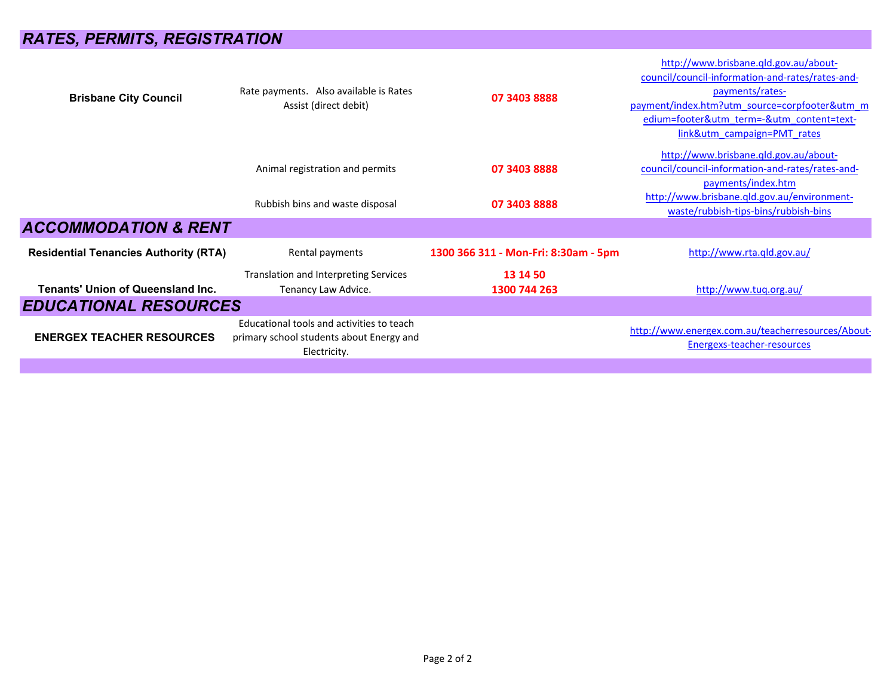## *RATES, PERMITS, REGISTRATION*

| | | | |
|---|---|---|---|
| **Brisbane City Council** | Rate payments. Also available is Rates Assist (direct debit) | **07 3403 8888** | http://www.brisbane.qld.gov.au/about-council/council-information-and-rates/rates-and-payments/rates-payment/index.htm?utm_source=corpfooter&utm_medium=footer&utm_term=-&utm_content=text-link&utm_campaign=PMT_rates |
| | Animal registration and permits | **07 3403 8888** | http://www.brisbane.qld.gov.au/about-council/council-information-and-rates/rates-and-payments/index.htm |
| | Rubbish bins and waste disposal | **07 3403 8888** | http://www.brisbane.qld.gov.au/environment-waste/rubbish-tips-bins/rubbish-bins |

## *ACCOMMODATION & RENT*

| | | | |
|---|---|---|---|
| **Residential Tenancies Authority (RTA)** | Rental payments | **1300 366 311 - Mon-Fri: 8:30am - 5pm** | http://www.rta.qld.gov.au/ |
| **Tenants' Union of Queensland Inc.** | Translation and Interpreting Services<br>Tenancy Law Advice. | **13 14 50**<br>**1300 744 263** | http://www.tuq.org.au/ |

## *EDUCATIONAL RESOURCES*

| | | | |
|---|---|---|---|
| **ENERGEX TEACHER RESOURCES** | Educational tools and activities to teach primary school students about Energy and Electricity. | | http://www.energex.com.au/teacherresources/About-Energexs-teacher-resources |